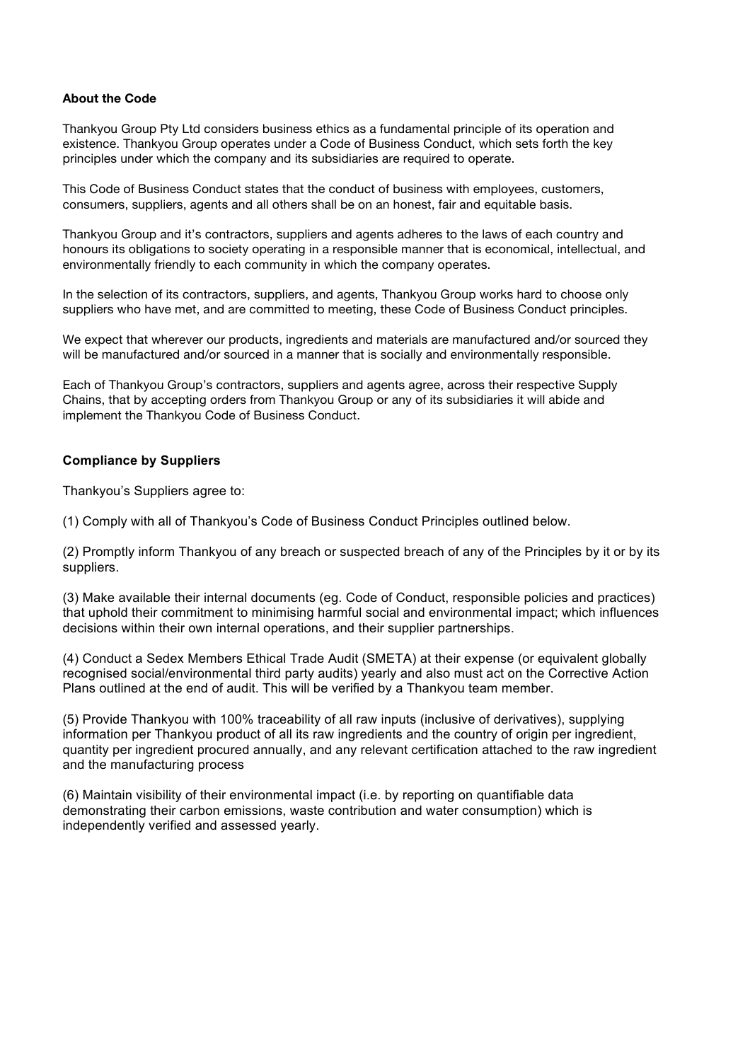**About the Code**

Thankyou Group Pty Ltd considers business ethics as a fundamental principle of its operation and existence. Thankyou Group operates under a Code of Business Conduct, which sets forth the key principles under which the company and its subsidiaries are required to operate.

This Code of Business Conduct states that the conduct of business with employees, customers, consumers, suppliers, agents and all others shall be on an honest, fair and equitable basis.

Thankyou Group and it's contractors, suppliers and agents adheres to the laws of each country and honours its obligations to society operating in a responsible manner that is economical, intellectual, and environmentally friendly to each community in which the company operates.

In the selection of its contractors, suppliers, and agents, Thankyou Group works hard to choose only suppliers who have met, and are committed to meeting, these Code of Business Conduct principles.

We expect that wherever our products, ingredients and materials are manufactured and/or sourced they will be manufactured and/or sourced in a manner that is socially and environmentally responsible.

Each of Thankyou Group's contractors, suppliers and agents agree, across their respective Supply Chains, that by accepting orders from Thankyou Group or any of its subsidiaries it will abide and implement the Thankyou Code of Business Conduct.

**Compliance by Suppliers**

Thankyou's Suppliers agree to:

(1) Comply with all of Thankyou's Code of Business Conduct Principles outlined below.

(2) Promptly inform Thankyou of any breach or suspected breach of any of the Principles by it or by its suppliers.

(3) Make available their internal documents (eg. Code of Conduct, responsible policies and practices) that uphold their commitment to minimising harmful social and environmental impact; which influences decisions within their own internal operations, and their supplier partnerships.

(4) Conduct a Sedex Members Ethical Trade Audit (SMETA) at their expense (or equivalent globally recognised social/environmental third party audits) yearly and also must act on the Corrective Action Plans outlined at the end of audit. This will be verified by a Thankyou team member.

(5) Provide Thankyou with 100% traceability of all raw inputs (inclusive of derivatives), supplying information per Thankyou product of all its raw ingredients and the country of origin per ingredient, quantity per ingredient procured annually, and any relevant certification attached to the raw ingredient and the manufacturing process

(6) Maintain visibility of their environmental impact (i.e. by reporting on quantifiable data demonstrating their carbon emissions, waste contribution and water consumption) which is independently verified and assessed yearly.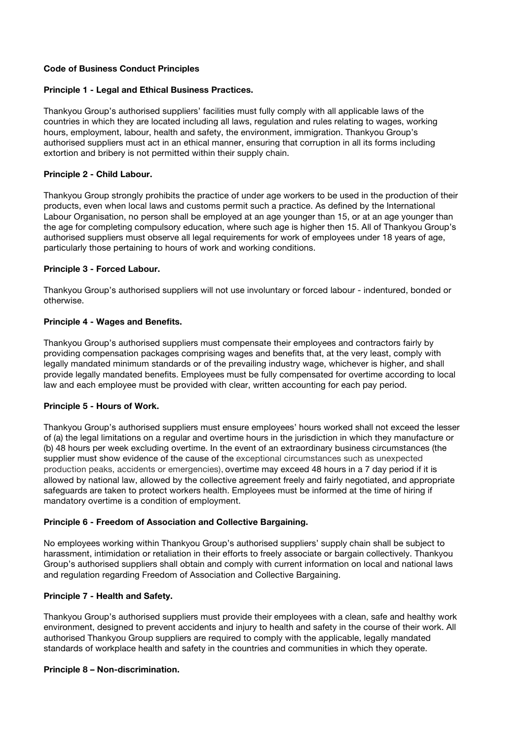**Code of Business Conduct Principles**

**Principle 1 - Legal and Ethical Business Practices.**

Thankyou Group's authorised suppliers' facilities must fully comply with all applicable laws of the countries in which they are located including all laws, regulation and rules relating to wages, working hours, employment, labour, health and safety, the environment, immigration. Thankyou Group's authorised suppliers must act in an ethical manner, ensuring that corruption in all its forms including extortion and bribery is not permitted within their supply chain.

**Principle 2 - Child Labour.**

Thankyou Group strongly prohibits the practice of under age workers to be used in the production of their products, even when local laws and customs permit such a practice. As defined by the International Labour Organisation, no person shall be employed at an age younger than 15, or at an age younger than the age for completing compulsory education, where such age is higher then 15. All of Thankyou Group's authorised suppliers must observe all legal requirements for work of employees under 18 years of age, particularly those pertaining to hours of work and working conditions.

**Principle 3 - Forced Labour.**

Thankyou Group's authorised suppliers will not use involuntary or forced labour - indentured, bonded or otherwise.

**Principle 4 - Wages and Benefits.**

Thankyou Group's authorised suppliers must compensate their employees and contractors fairly by providing compensation packages comprising wages and benefits that, at the very least, comply with legally mandated minimum standards or of the prevailing industry wage, whichever is higher, and shall provide legally mandated benefits. Employees must be fully compensated for overtime according to local law and each employee must be provided with clear, written accounting for each pay period.

**Principle 5 - Hours of Work.**

Thankyou Group's authorised suppliers must ensure employees' hours worked shall not exceed the lesser of (a) the legal limitations on a regular and overtime hours in the jurisdiction in which they manufacture or (b) 48 hours per week excluding overtime. In the event of an extraordinary business circumstances (the supplier must show evidence of the cause of the exceptional circumstances such as unexpected production peaks, accidents or emergencies), overtime may exceed 48 hours in a 7 day period if it is allowed by national law, allowed by the collective agreement freely and fairly negotiated, and appropriate safeguards are taken to protect workers health. Employees must be informed at the time of hiring if mandatory overtime is a condition of employment.

**Principle 6 - Freedom of Association and Collective Bargaining.**

No employees working within Thankyou Group's authorised suppliers' supply chain shall be subject to harassment, intimidation or retaliation in their efforts to freely associate or bargain collectively. Thankyou Group's authorised suppliers shall obtain and comply with current information on local and national laws and regulation regarding Freedom of Association and Collective Bargaining.

**Principle 7 - Health and Safety.**

Thankyou Group's authorised suppliers must provide their employees with a clean, safe and healthy work environment, designed to prevent accidents and injury to health and safety in the course of their work. All authorised Thankyou Group suppliers are required to comply with the applicable, legally mandated standards of workplace health and safety in the countries and communities in which they operate.

**Principle 8 – Non-discrimination.**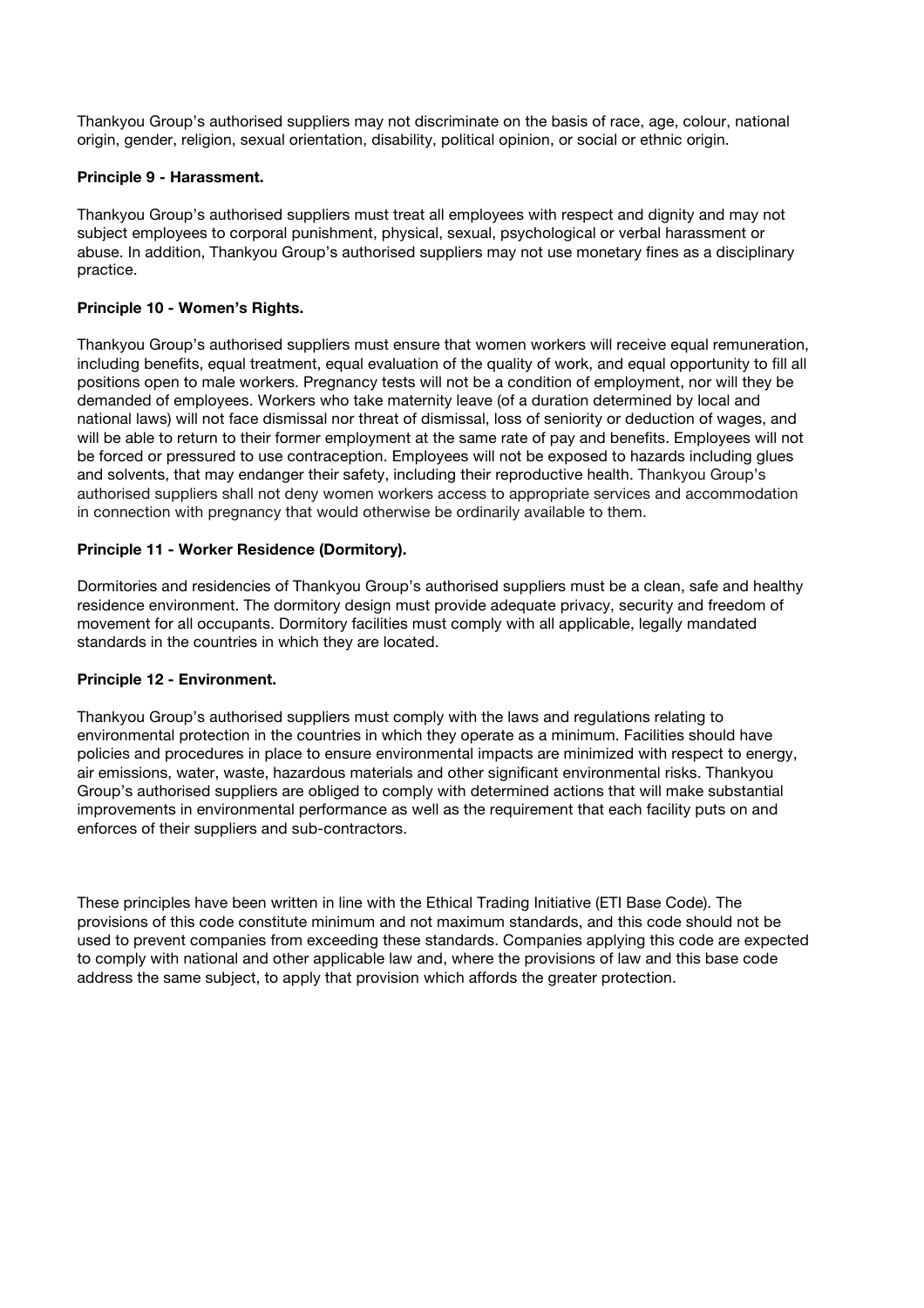Thankyou Group's authorised suppliers may not discriminate on the basis of race, age, colour, national origin, gender, religion, sexual orientation, disability, political opinion, or social or ethnic origin.

**Principle 9 - Harassment.**

Thankyou Group's authorised suppliers must treat all employees with respect and dignity and may not subject employees to corporal punishment, physical, sexual, psychological or verbal harassment or abuse. In addition, Thankyou Group's authorised suppliers may not use monetary fines as a disciplinary practice.

**Principle 10 - Women's Rights.**

Thankyou Group's authorised suppliers must ensure that women workers will receive equal remuneration, including benefits, equal treatment, equal evaluation of the quality of work, and equal opportunity to fill all positions open to male workers. Pregnancy tests will not be a condition of employment, nor will they be demanded of employees. Workers who take maternity leave (of a duration determined by local and national laws) will not face dismissal nor threat of dismissal, loss of seniority or deduction of wages, and will be able to return to their former employment at the same rate of pay and benefits. Employees will not be forced or pressured to use contraception. Employees will not be exposed to hazards including glues and solvents, that may endanger their safety, including their reproductive health. Thankyou Group's authorised suppliers shall not deny women workers access to appropriate services and accommodation in connection with pregnancy that would otherwise be ordinarily available to them.

**Principle 11 - Worker Residence (Dormitory).**

Dormitories and residencies of Thankyou Group's authorised suppliers must be a clean, safe and healthy residence environment. The dormitory design must provide adequate privacy, security and freedom of movement for all occupants. Dormitory facilities must comply with all applicable, legally mandated standards in the countries in which they are located.

**Principle 12 - Environment.**

Thankyou Group's authorised suppliers must comply with the laws and regulations relating to environmental protection in the countries in which they operate as a minimum. Facilities should have policies and procedures in place to ensure environmental impacts are minimized with respect to energy, air emissions, water, waste, hazardous materials and other significant environmental risks. Thankyou Group's authorised suppliers are obliged to comply with determined actions that will make substantial improvements in environmental performance as well as the requirement that each facility puts on and enforces of their suppliers and sub-contractors.

These principles have been written in line with the Ethical Trading Initiative (ETI Base Code). The provisions of this code constitute minimum and not maximum standards, and this code should not be used to prevent companies from exceeding these standards. Companies applying this code are expected to comply with national and other applicable law and, where the provisions of law and this base code address the same subject, to apply that provision which affords the greater protection.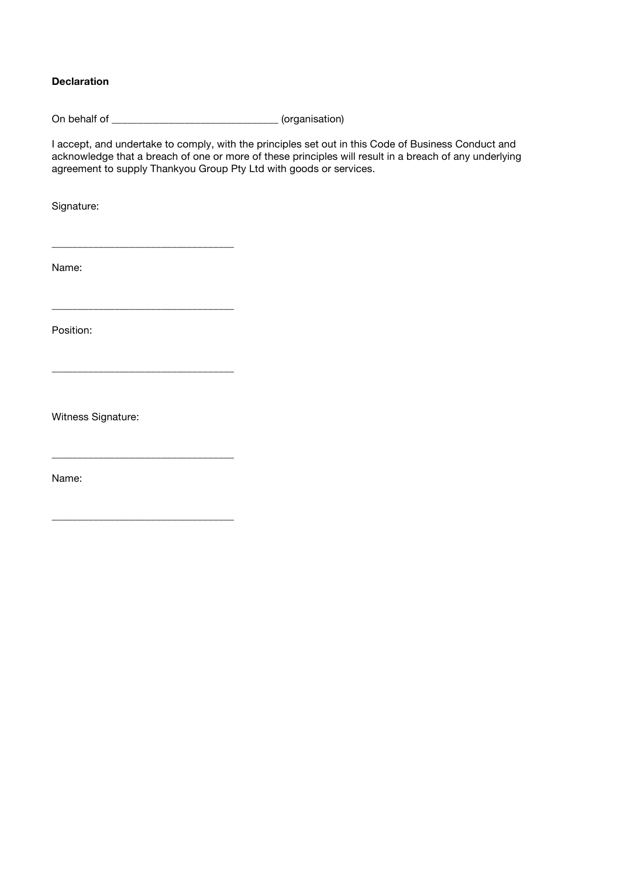**Declaration**

On behalf of ______________________________ (organisation)

I accept, and undertake to comply, with the principles set out in this Code of Business Conduct and acknowledge that a breach of one or more of these principles will result in a breach of any underlying agreement to supply Thankyou Group Pty Ltd with goods or services.

Signature:

_________________________________

Name:

_________________________________

Position:

_________________________________

Witness Signature:

_________________________________

Name:

_________________________________